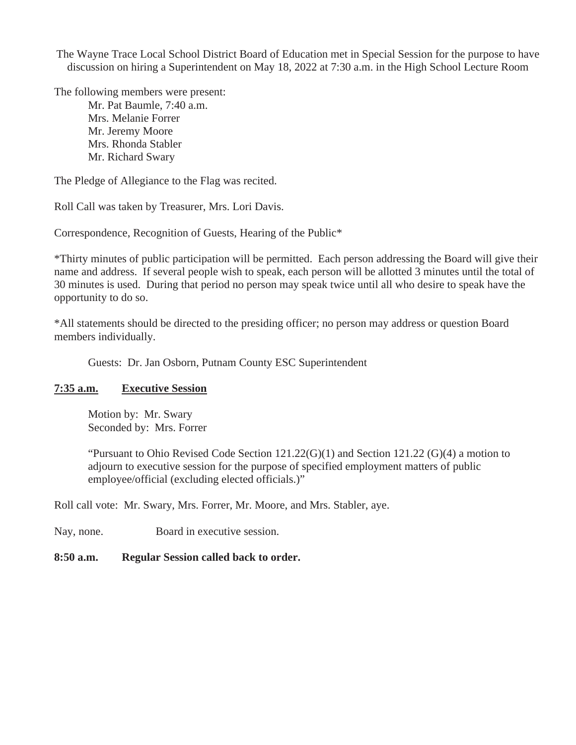The Wayne Trace Local School District Board of Education met in Special Session for the purpose to have discussion on hiring a Superintendent on May 18, 2022 at 7:30 a.m. in the High School Lecture Room

The following members were present:

Mr. Pat Baumle, 7:40 a.m.
Mrs. Melanie Forrer
Mr. Jeremy Moore
Mrs. Rhonda Stabler
Mr. Richard Swary

The Pledge of Allegiance to the Flag was recited.

Roll Call was taken by Treasurer, Mrs. Lori Davis.

Correspondence, Recognition of Guests, Hearing of the Public*

*Thirty minutes of public participation will be permitted. Each person addressing the Board will give their name and address. If several people wish to speak, each person will be allotted 3 minutes until the total of 30 minutes is used. During that period no person may speak twice until all who desire to speak have the opportunity to do so.

*All statements should be directed to the presiding officer; no person may address or question Board members individually.

Guests: Dr. Jan Osborn, Putnam County ESC Superintendent

**7:35 a.m. Executive Session**

Motion by: Mr. Swary
Seconded by: Mrs. Forrer

"Pursuant to Ohio Revised Code Section 121.22(G)(1) and Section 121.22 (G)(4) a motion to adjourn to executive session for the purpose of specified employment matters of public employee/official (excluding elected officials.)"

Roll call vote: Mr. Swary, Mrs. Forrer, Mr. Moore, and Mrs. Stabler, aye.

Nay, none. Board in executive session.

**8:50 a.m. Regular Session called back to order.**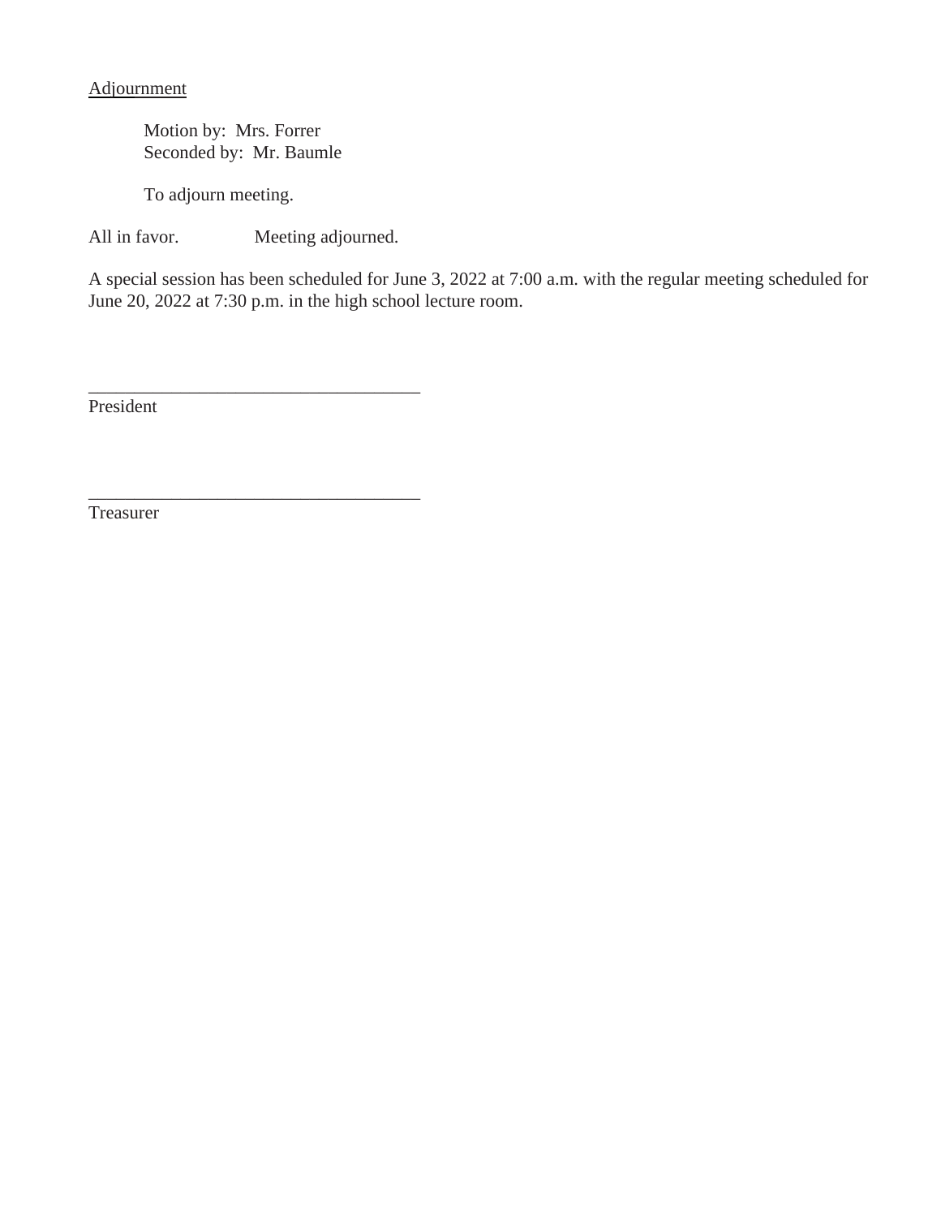<u>Adjournment</u>

Motion by: Mrs. Forrer
Seconded by: Mr. Baumle

To adjourn meeting.

All in favor. Meeting adjourned.

A special session has been scheduled for June 3, 2022 at 7:00 a.m. with the regular meeting scheduled for June 20, 2022 at 7:30 p.m. in the high school lecture room.

____________________________________
President

____________________________________
Treasurer